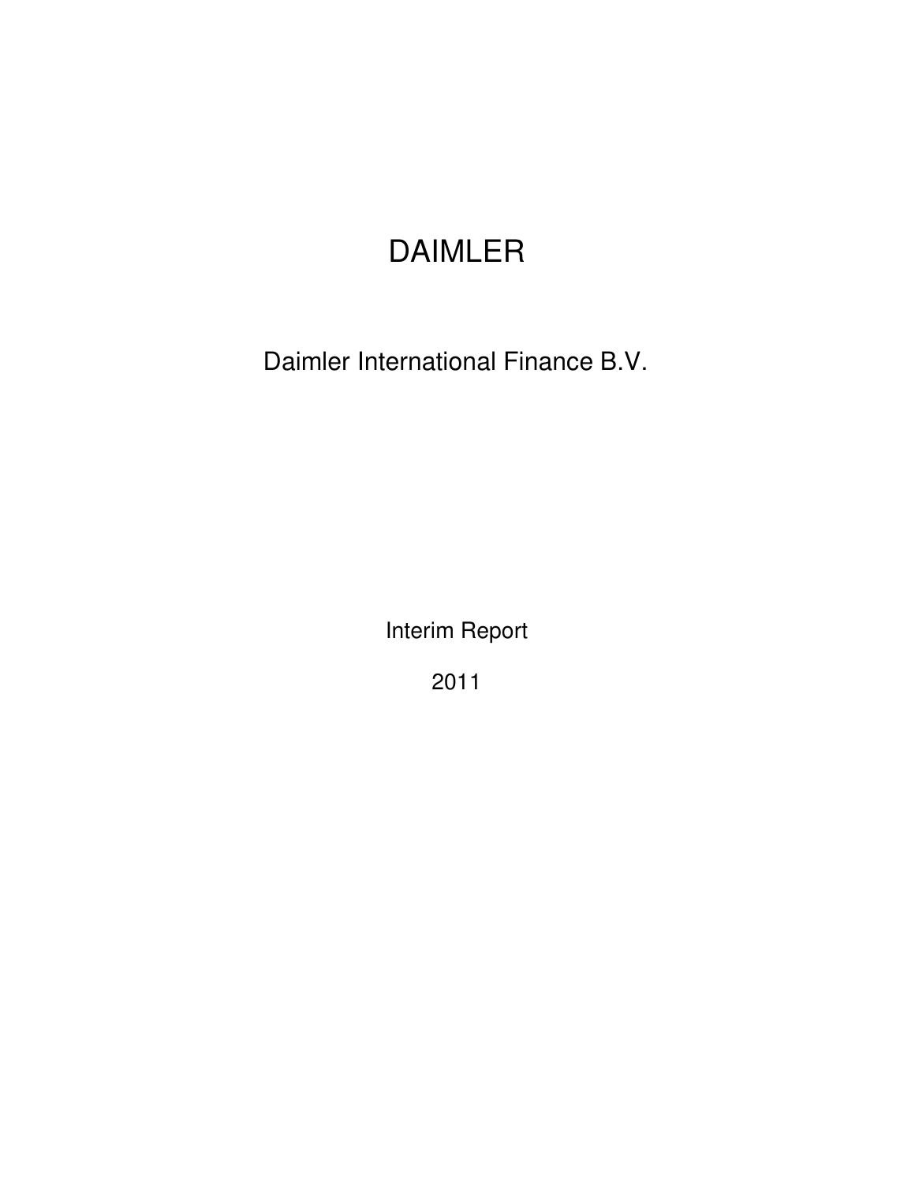# DAIMLER

## Daimler International Finance B.V.

Interim Report

2011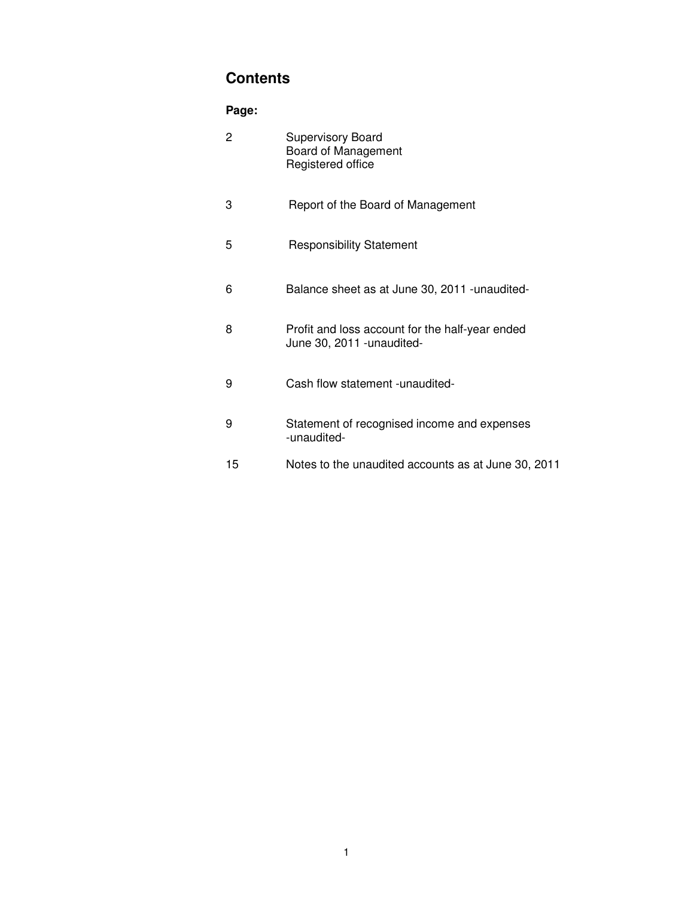# Contents

**Page:**

| | |
|---|---|
| 2 | Supervisory Board<br>Board of Management<br>Registered office |
| 3 | Report of the Board of Management |
| 5 | Responsibility Statement |
| 6 | Balance sheet as at June 30, 2011 -unaudited- |
| 8 | Profit and loss account for the half-year ended June 30, 2011 -unaudited- |
| 9 | Cash flow statement -unaudited- |
| 9 | Statement of recognised income and expenses -unaudited- |
| 15 | Notes to the unaudited accounts as at June 30, 2011 |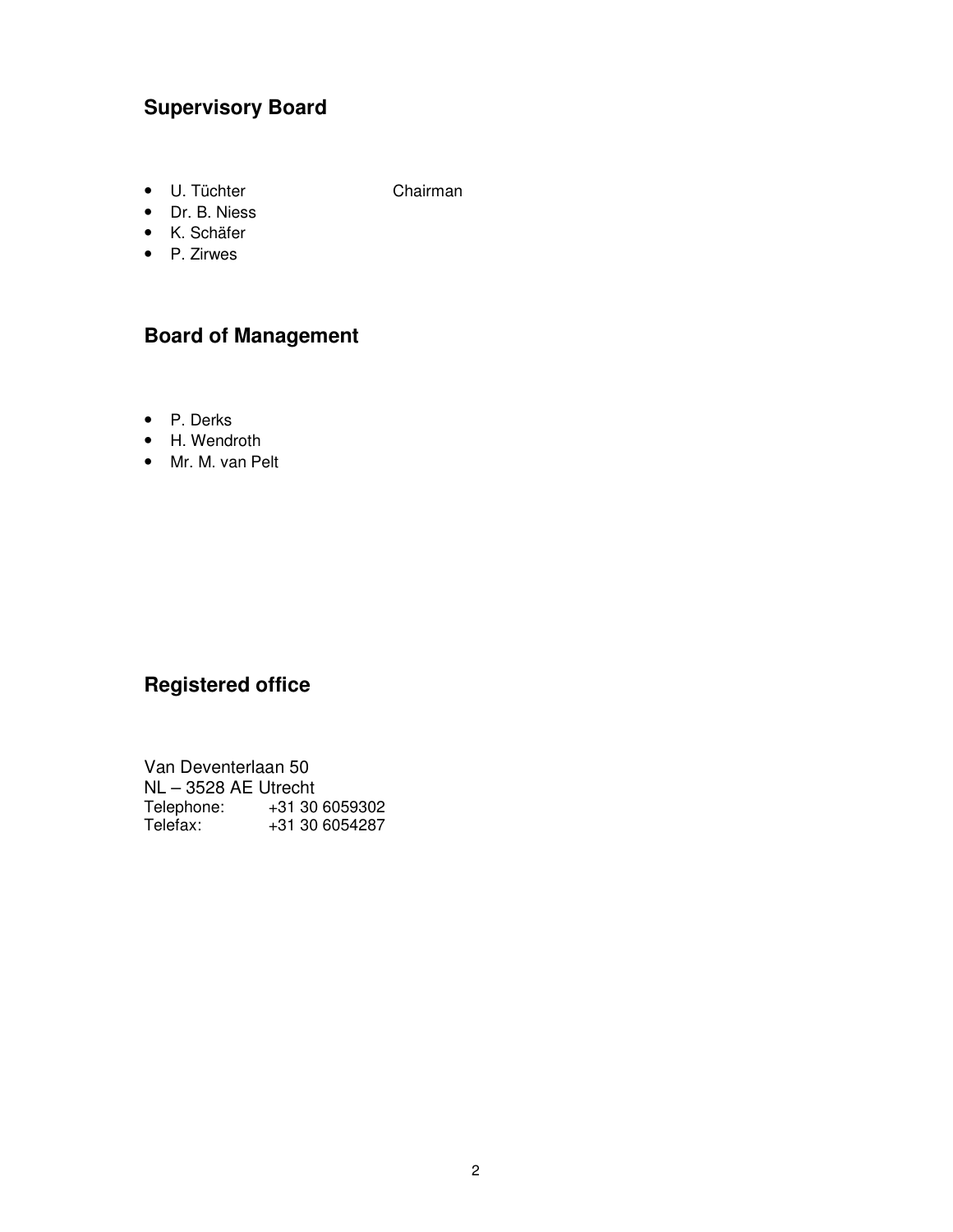## Supervisory Board

- U. Tüchter Chairman
- Dr. B. Niess
- K. Schäfer
- P. Zirwes

## Board of Management

- P. Derks
- H. Wendroth
- Mr. M. van Pelt

## Registered office

Van Deventerlaan 50
NL – 3528 AE Utrecht
Telephone: +31 30 6059302
Telefax: +31 30 6054287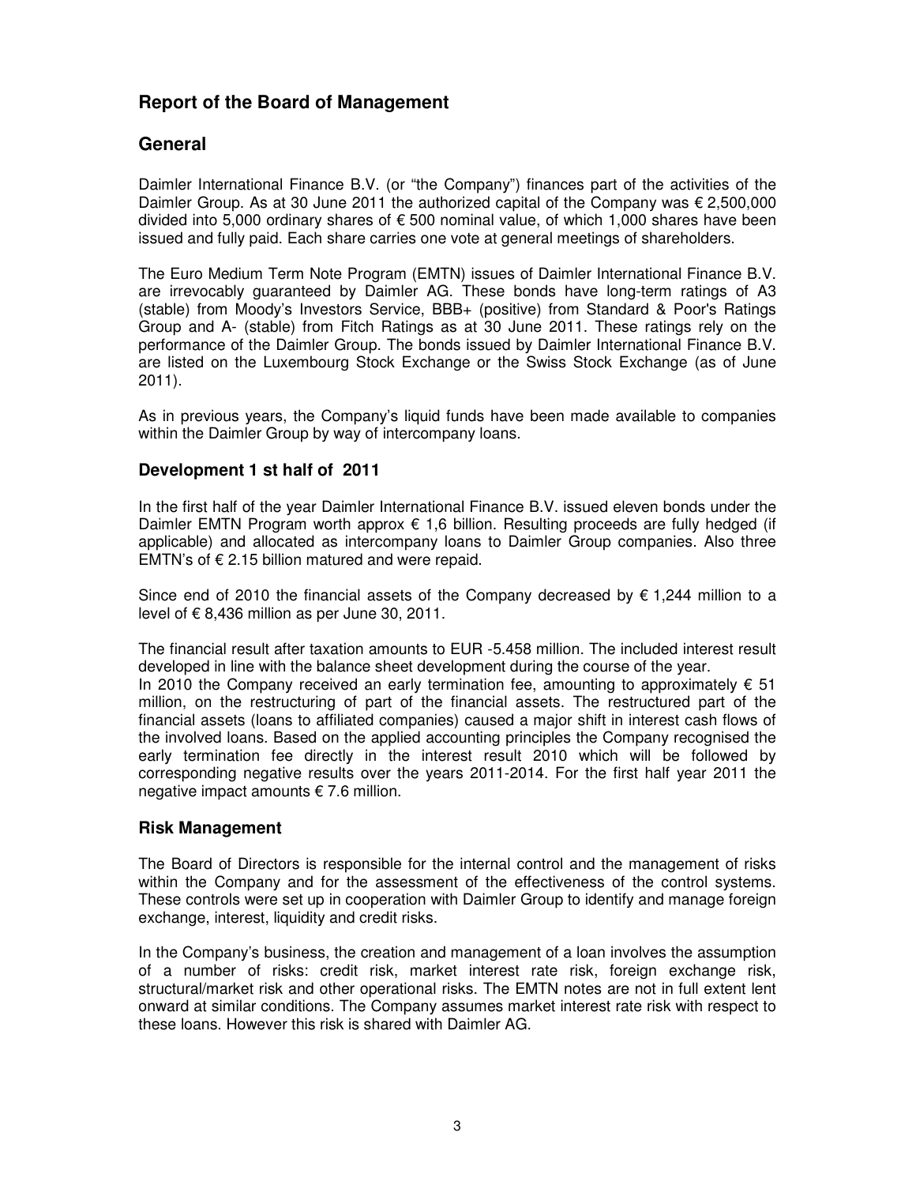# Report of the Board of Management

## General

Daimler International Finance B.V. (or "the Company") finances part of the activities of the Daimler Group. As at 30 June 2011 the authorized capital of the Company was € 2,500,000 divided into 5,000 ordinary shares of € 500 nominal value, of which 1,000 shares have been issued and fully paid. Each share carries one vote at general meetings of shareholders.

The Euro Medium Term Note Program (EMTN) issues of Daimler International Finance B.V. are irrevocably guaranteed by Daimler AG. These bonds have long-term ratings of A3 (stable) from Moody's Investors Service, BBB+ (positive) from Standard & Poor's Ratings Group and A- (stable) from Fitch Ratings as at 30 June 2011. These ratings rely on the performance of the Daimler Group. The bonds issued by Daimler International Finance B.V. are listed on the Luxembourg Stock Exchange or the Swiss Stock Exchange (as of June 2011).

As in previous years, the Company's liquid funds have been made available to companies within the Daimler Group by way of intercompany loans.

### Development 1 st half of 2011

In the first half of the year Daimler International Finance B.V. issued eleven bonds under the Daimler EMTN Program worth approx € 1,6 billion. Resulting proceeds are fully hedged (if applicable) and allocated as intercompany loans to Daimler Group companies. Also three EMTN's of € 2.15 billion matured and were repaid.

Since end of 2010 the financial assets of the Company decreased by € 1,244 million to a level of € 8,436 million as per June 30, 2011.

The financial result after taxation amounts to EUR -5.458 million. The included interest result developed in line with the balance sheet development during the course of the year.
In 2010 the Company received an early termination fee, amounting to approximately € 51 million, on the restructuring of part of the financial assets. The restructured part of the financial assets (loans to affiliated companies) caused a major shift in interest cash flows of the involved loans. Based on the applied accounting principles the Company recognised the early termination fee directly in the interest result 2010 which will be followed by corresponding negative results over the years 2011-2014. For the first half year 2011 the negative impact amounts € 7.6 million.

### Risk Management

The Board of Directors is responsible for the internal control and the management of risks within the Company and for the assessment of the effectiveness of the control systems. These controls were set up in cooperation with Daimler Group to identify and manage foreign exchange, interest, liquidity and credit risks.

In the Company's business, the creation and management of a loan involves the assumption of a number of risks: credit risk, market interest rate risk, foreign exchange risk, structural/market risk and other operational risks. The EMTN notes are not in full extent lent onward at similar conditions. The Company assumes market interest rate risk with respect to these loans. However this risk is shared with Daimler AG.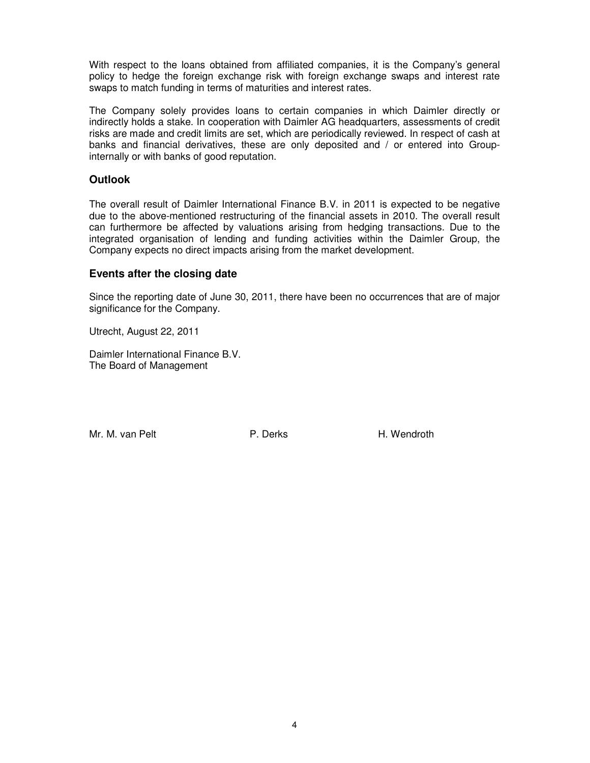With respect to the loans obtained from affiliated companies, it is the Company's general policy to hedge the foreign exchange risk with foreign exchange swaps and interest rate swaps to match funding in terms of maturities and interest rates.

The Company solely provides loans to certain companies in which Daimler directly or indirectly holds a stake. In cooperation with Daimler AG headquarters, assessments of credit risks are made and credit limits are set, which are periodically reviewed. In respect of cash at banks and financial derivatives, these are only deposited and / or entered into Group-internally or with banks of good reputation.

## Outlook

The overall result of Daimler International Finance B.V. in 2011 is expected to be negative due to the above-mentioned restructuring of the financial assets in 2010. The overall result can furthermore be affected by valuations arising from hedging transactions. Due to the integrated organisation of lending and funding activities within the Daimler Group, the Company expects no direct impacts arising from the market development.

## Events after the closing date

Since the reporting date of June 30, 2011, there have been no occurrences that are of major significance for the Company.

Utrecht, August 22, 2011

Daimler International Finance B.V.
The Board of Management

Mr. M. van Pelt        P. Derks        H. Wendroth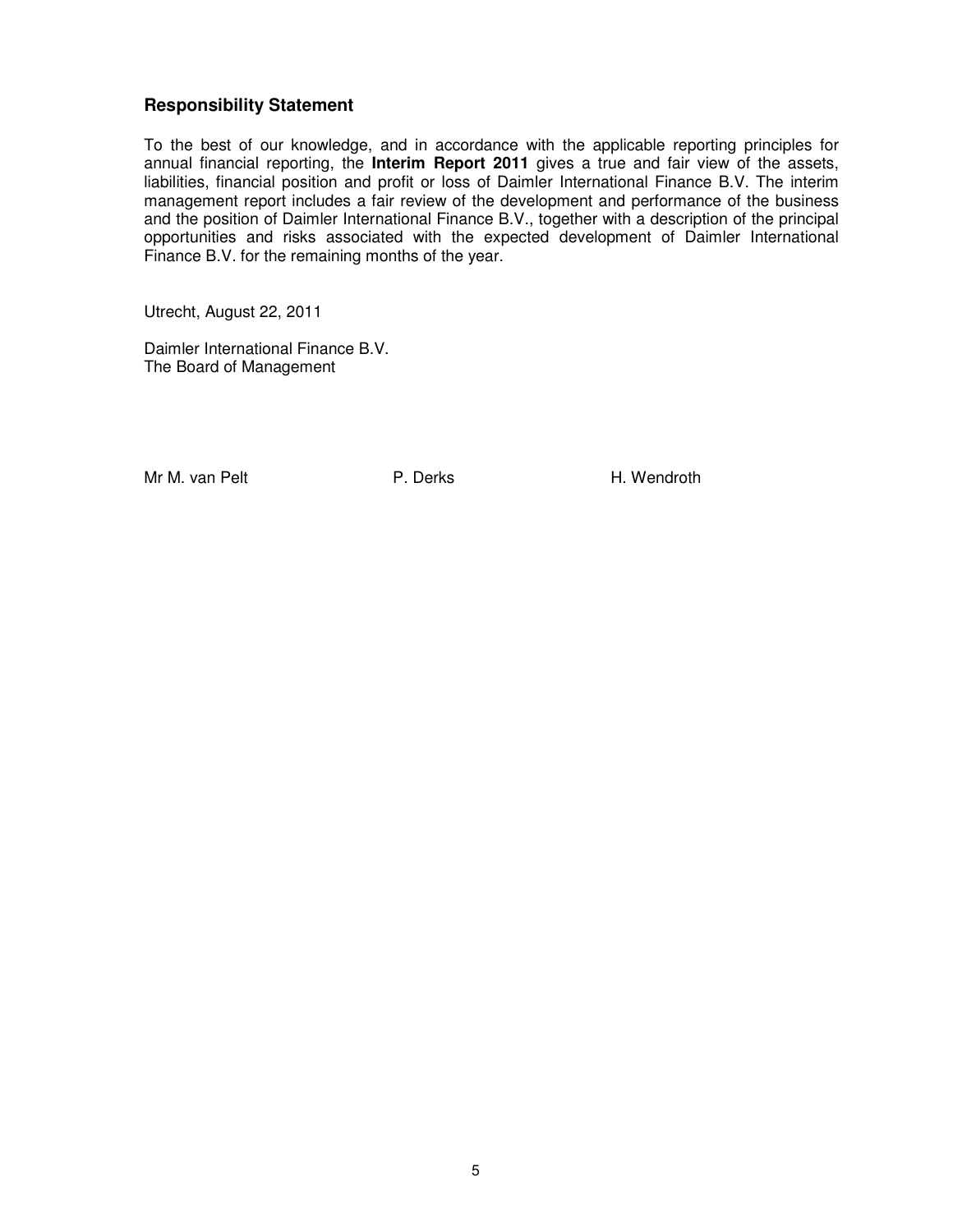## Responsibility Statement

To the best of our knowledge, and in accordance with the applicable reporting principles for annual financial reporting, the **Interim Report 2011** gives a true and fair view of the assets, liabilities, financial position and profit or loss of Daimler International Finance B.V. The interim management report includes a fair review of the development and performance of the business and the position of Daimler International Finance B.V., together with a description of the principal opportunities and risks associated with the expected development of Daimler International Finance B.V. for the remaining months of the year.

Utrecht, August 22, 2011

Daimler International Finance B.V.
The Board of Management

Mr M. van Pelt　　P. Derks　　H. Wendroth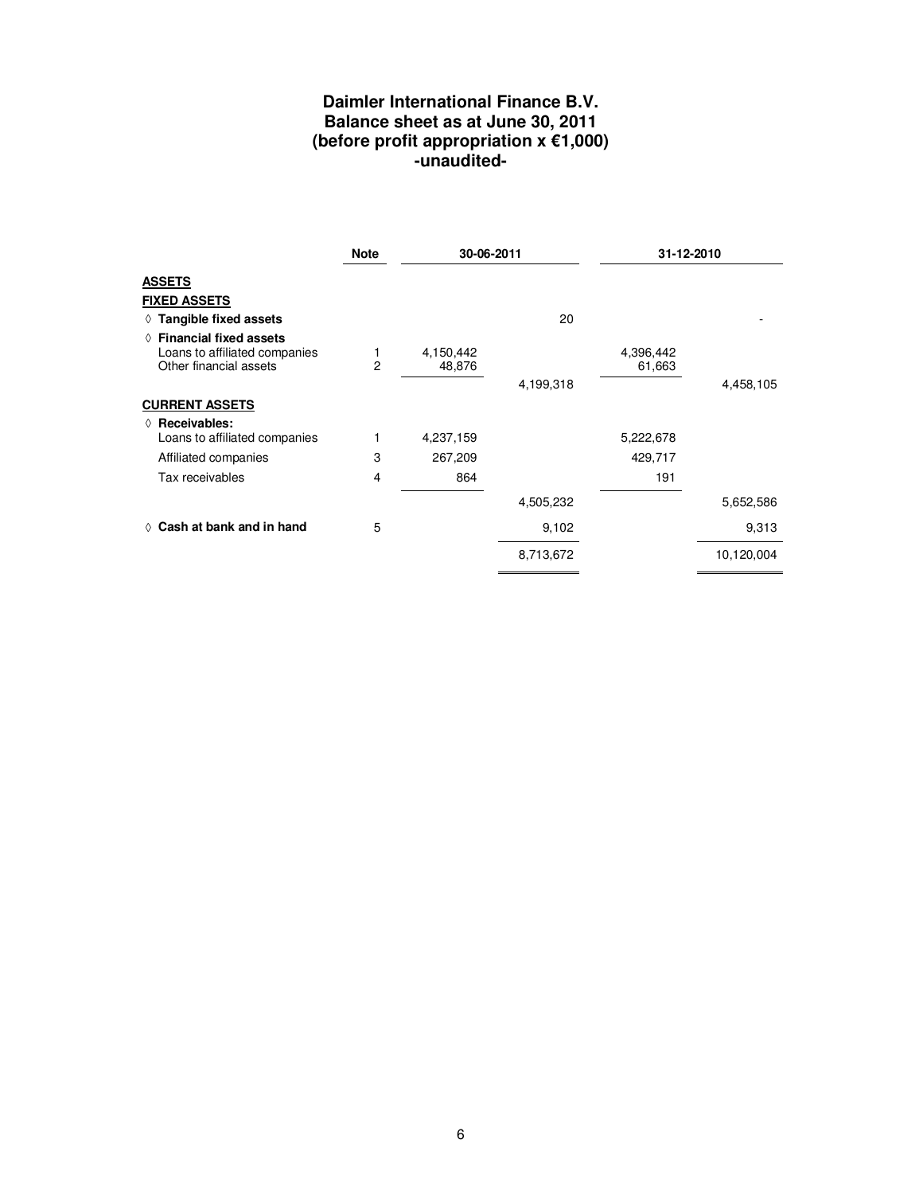# Daimler International Finance B.V.
## Balance sheet as at June 30, 2011
## (before profit appropriation x €1,000)
## -unaudited-

| | Note | 30-06-2011 | | 31-12-2010 | |
|---|---|---|---|---|---|
| **ASSETS** | | | | | |
| **FIXED ASSETS** | | | | | |
| ◊ **Tangible fixed assets** | | | 20 | | - |
| ◊ **Financial fixed assets** | | | | | |
| Loans to affiliated companies | 1 | 4,150,442 | | 4,396,442 | |
| Other financial assets | 2 | 48,876 | | 61,663 | |
| | | | 4,199,318 | | 4,458,105 |
| **CURRENT ASSETS** | | | | | |
| ◊ **Receivables:** | | | | | |
| Loans to affiliated companies | 1 | 4,237,159 | | 5,222,678 | |
| Affiliated companies | 3 | 267,209 | | 429,717 | |
| Tax receivables | 4 | 864 | | 191 | |
| | | | 4,505,232 | | 5,652,586 |
| ◊ **Cash at bank and in hand** | 5 | | 9,102 | | 9,313 |
| | | | 8,713,672 | | 10,120,004 |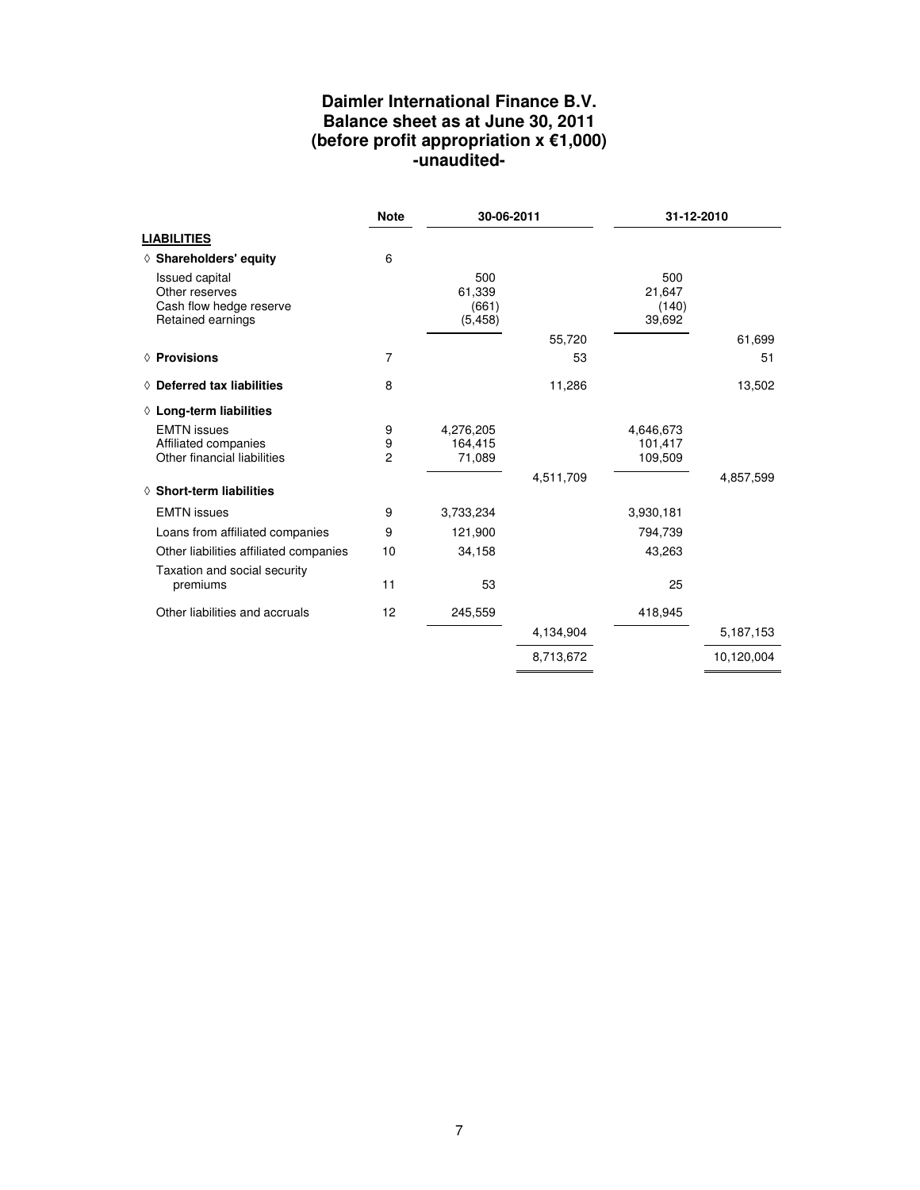# Daimler International Finance B.V.
## Balance sheet as at June 30, 2011
## (before profit appropriation x €1,000)
## -unaudited-

| | Note | 30-06-2011 | | 31-12-2010 | |
|---|---|---|---|---|---|
| **LIABILITIES** | | | | | |
| ◊ **Shareholders' equity** | 6 | | | | |
| Issued capital | | 500 | | 500 | |
| Other reserves | | 61,339 | | 21,647 | |
| Cash flow hedge reserve | | (661) | | (140) | |
| Retained earnings | | (5,458) | | 39,692 | |
| | | | 55,720 | | 61,699 |
| ◊ **Provisions** | 7 | | 53 | | 51 |
| ◊ **Deferred tax liabilities** | 8 | | 11,286 | | 13,502 |
| ◊ **Long-term liabilities** | | | | | |
| EMTN issues | 9 | 4,276,205 | | 4,646,673 | |
| Affiliated companies | 9 | 164,415 | | 101,417 | |
| Other financial liabilities | 2 | 71,089 | | 109,509 | |
| | | | 4,511,709 | | 4,857,599 |
| ◊ **Short-term liabilities** | | | | | |
| EMTN issues | 9 | 3,733,234 | | 3,930,181 | |
| Loans from affiliated companies | 9 | 121,900 | | 794,739 | |
| Other liabilities affiliated companies | 10 | 34,158 | | 43,263 | |
| Taxation and social security premiums | 11 | 53 | | 25 | |
| Other liabilities and accruals | 12 | 245,559 | | 418,945 | |
| | | | 4,134,904 | | 5,187,153 |
| | | | 8,713,672 | | 10,120,004 |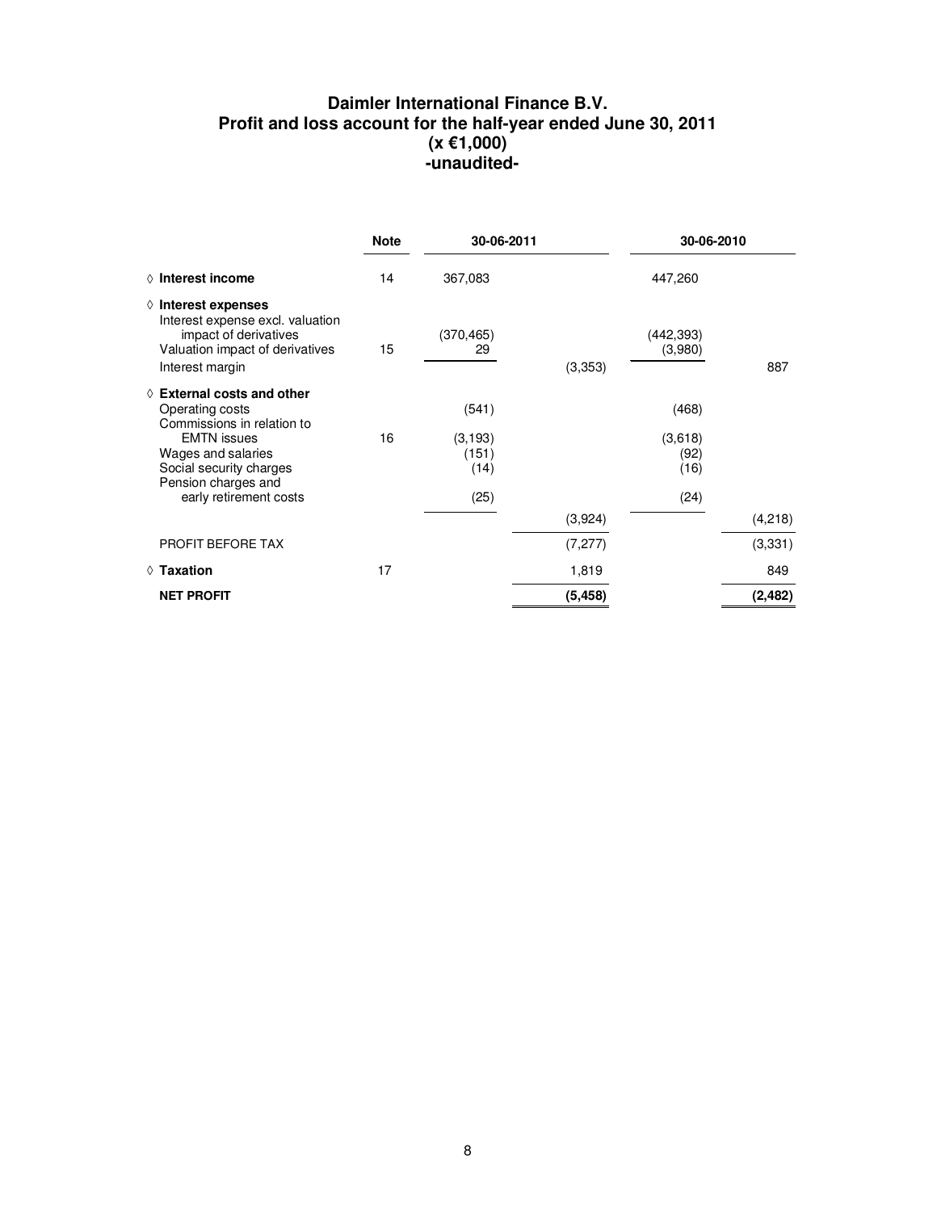# Daimler International Finance B.V.
## Profit and loss account for the half-year ended June 30, 2011
### (x €1,000)
### -unaudited-

| | Note | 30-06-2011 | | 30-06-2010 | |
|---|---|---|---|---|---|
| ◊ **Interest income** | 14 | 367,083 | | 447,260 | |
| ◊ **Interest expenses** | | | | | |
| Interest expense excl. valuation impact of derivatives | | (370,465) | | (442,393) | |
| Valuation impact of derivatives | 15 | 29 | | (3,980) | |
| Interest margin | | | (3,353) | | 887 |
| ◊ **External costs and other** | | | | | |
| Operating costs | | (541) | | (468) | |
| Commissions in relation to EMTN issues | 16 | (3,193) | | (3,618) | |
| Wages and salaries | | (151) | | (92) | |
| Social security charges | | (14) | | (16) | |
| Pension charges and early retirement costs | | (25) | | (24) | |
| | | | (3,924) | | (4,218) |
| PROFIT BEFORE TAX | | | (7,277) | | (3,331) |
| ◊ **Taxation** | 17 | | 1,819 | | 849 |
| **NET PROFIT** | | | **(5,458)** | | **(2,482)** |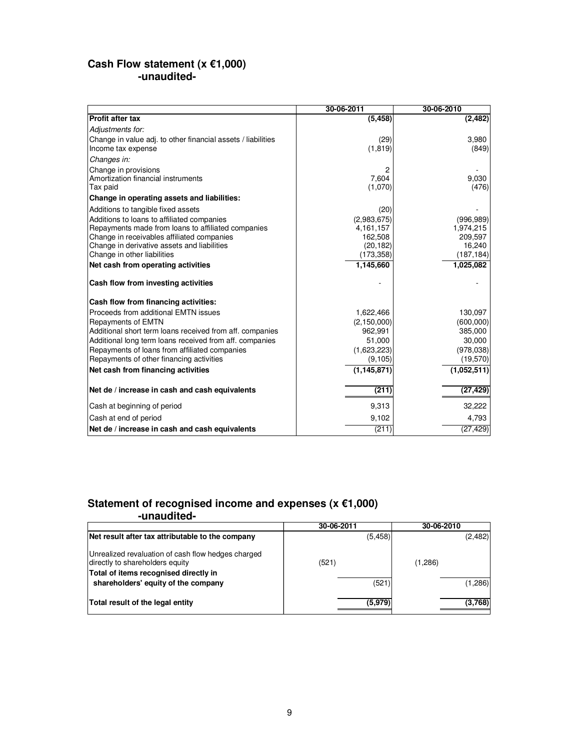## Cash Flow statement (x €1,000)
### -unaudited-

| | 30-06-2011 | 30-06-2010 |
|---|---|---|
| **Profit after tax** | **(5,458)** | **(2,482)** |
| *Adjustments for:* | | |
| Change in value adj. to other financial assets / liabilities | (29) | 3,980 |
| Income tax expense | (1,819) | (849) |
| *Changes in:* | | |
| Change in provisions | 2 | - |
| Amortization financial instruments | 7,604 | 9,030 |
| Tax paid | (1,070) | (476) |
| **Change in operating assets and liabilities:** | | |
| Additions to tangible fixed assets | (20) | - |
| Additions to loans to affiliated companies | (2,983,675) | (996,989) |
| Repayments made from loans to affiliated companies | 4,161,157 | 1,974,215 |
| Change in receivables affiliated companies | 162,508 | 209,597 |
| Change in derivative assets and liabilities | (20,182) | 16,240 |
| Change in other liabilities | (173,358) | (187,184) |
| **Net cash from operating activities** | **1,145,660** | **1,025,082** |
| **Cash flow from investing activities** | - | - |
| **Cash flow from financing activities:** | | |
| Proceeds from additional EMTN issues | 1,622,466 | 130,097 |
| Repayments of EMTN | (2,150,000) | (600,000) |
| Additional short term loans received from aff. companies | 962,991 | 385,000 |
| Additional long term loans received from aff. companies | 51,000 | 30,000 |
| Repayments of loans from affiliated companies | (1,623,223) | (978,038) |
| Repayments of other financing activities | (9,105) | (19,570) |
| **Net cash from financing activities** | **(1,145,871)** | **(1,052,511)** |
| **Net de / increase in cash and cash equivalents** | **(211)** | **(27,429)** |
| Cash at beginning of period | 9,313 | 32,222 |
| Cash at end of period | 9,102 | 4,793 |
| **Net de / increase in cash and cash equivalents** | (211) | (27,429) |

## Statement of recognised income and expenses (x €1,000)
### -unaudited-

| | 30-06-2011 | | 30-06-2010 | |
|---|---|---|---|---|
| **Net result after tax attributable to the company** | | (5,458) | | (2,482) |
| Unrealized revaluation of cash flow hedges charged directly to shareholders equity | (521) | | (1,286) | |
| **Total of items recognised directly in shareholders' equity of the company** | | (521) | | (1,286) |
| **Total result of the legal entity** | | **(5,979)** | | **(3,768)** |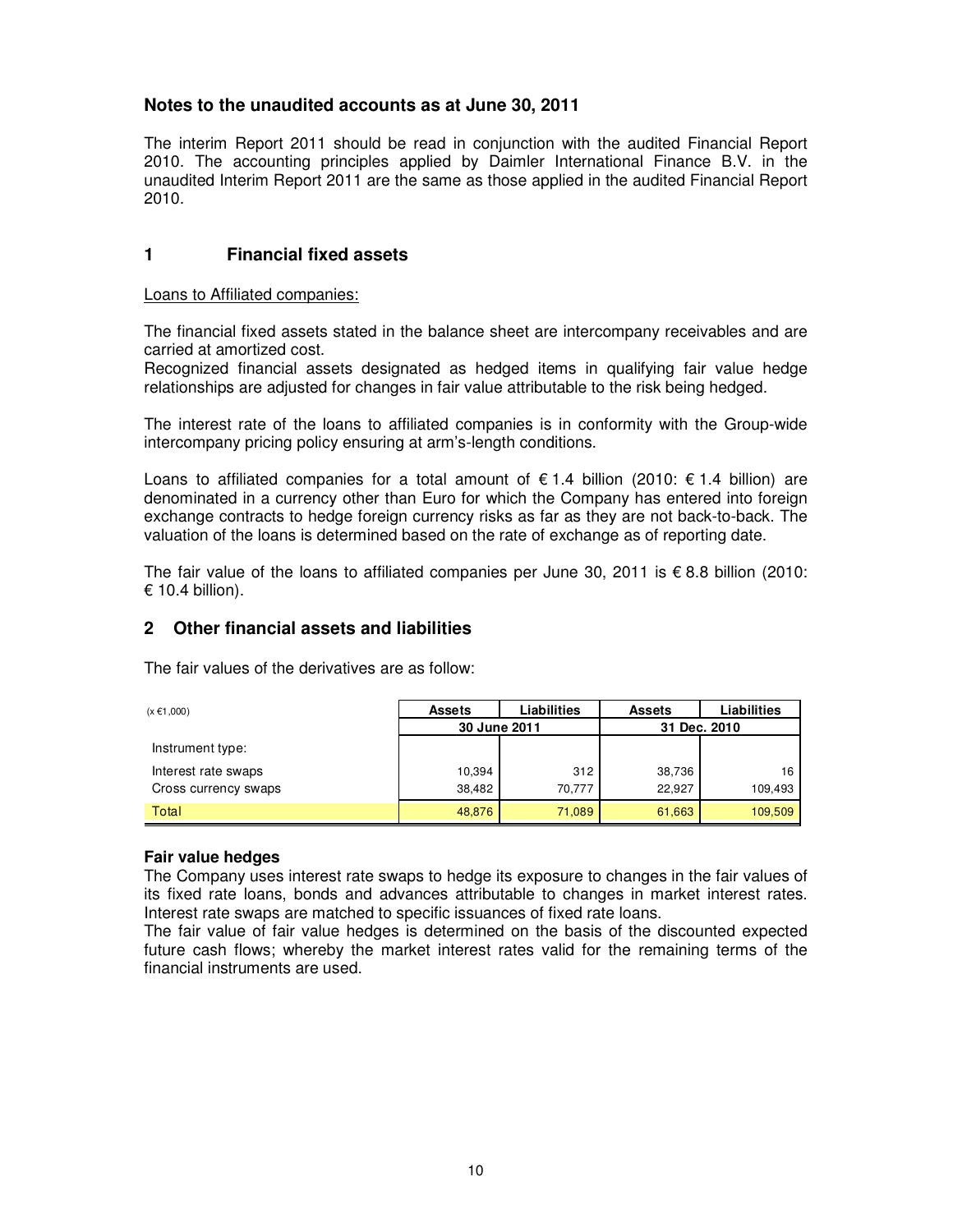## Notes to the unaudited accounts as at June 30, 2011

The interim Report 2011 should be read in conjunction with the audited Financial Report 2010. The accounting principles applied by Daimler International Finance B.V. in the unaudited Interim Report 2011 are the same as those applied in the audited Financial Report 2010.

### 1 Financial fixed assets

Loans to Affiliated companies:

The financial fixed assets stated in the balance sheet are intercompany receivables and are carried at amortized cost.
Recognized financial assets designated as hedged items in qualifying fair value hedge relationships are adjusted for changes in fair value attributable to the risk being hedged.

The interest rate of the loans to affiliated companies is in conformity with the Group-wide intercompany pricing policy ensuring at arm's-length conditions.

Loans to affiliated companies for a total amount of € 1.4 billion (2010: € 1.4 billion) are denominated in a currency other than Euro for which the Company has entered into foreign exchange contracts to hedge foreign currency risks as far as they are not back-to-back. The valuation of the loans is determined based on the rate of exchange as of reporting date.

The fair value of the loans to affiliated companies per June 30, 2011 is € 8.8 billion (2010: € 10.4 billion).

### 2 Other financial assets and liabilities

The fair values of the derivatives are as follow:

| (x €1,000) | Assets | Liabilities | Assets | Liabilities |
|---|---|---|---|---|
| | 30 June 2011 | | 31 Dec. 2010 | |
| Instrument type: | | | | |
| Interest rate swaps | 10,394 | 312 | 38,736 | 16 |
| Cross currency swaps | 38,482 | 70,777 | 22,927 | 109,493 |
| Total | 48,876 | 71,089 | 61,663 | 109,509 |

**Fair value hedges**
The Company uses interest rate swaps to hedge its exposure to changes in the fair values of its fixed rate loans, bonds and advances attributable to changes in market interest rates. Interest rate swaps are matched to specific issuances of fixed rate loans.
The fair value of fair value hedges is determined on the basis of the discounted expected future cash flows; whereby the market interest rates valid for the remaining terms of the financial instruments are used.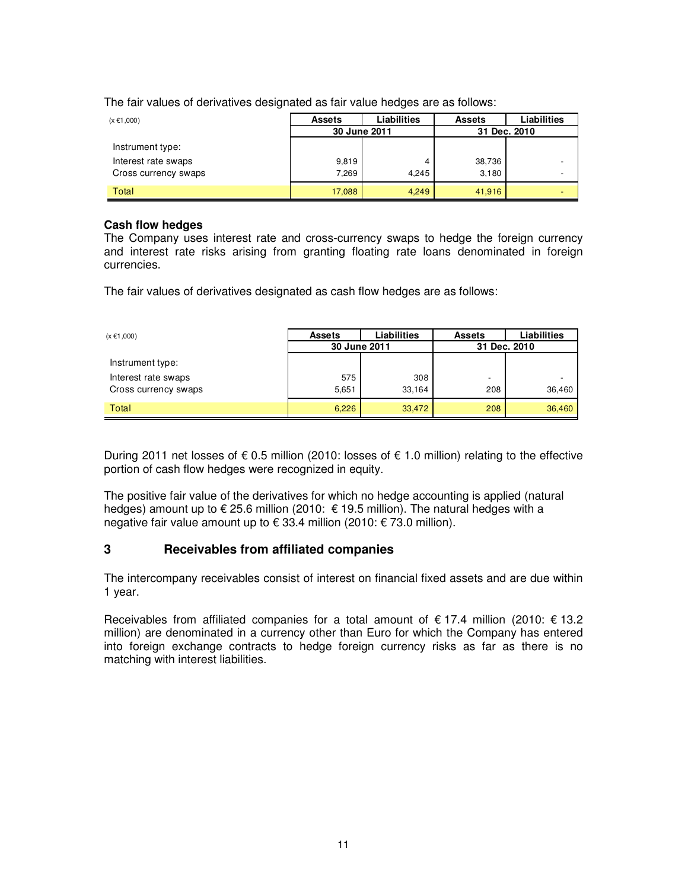The fair values of derivatives designated as fair value hedges are as follows:

| (x €1,000) | Assets | Liabilities | Assets | Liabilities |
|---|---|---|---|---|
| | 30 June 2011 | | 31 Dec. 2010 | |
| Instrument type: | | | | |
| Interest rate swaps | 9,819 | 4 | 38,736 | - |
| Cross currency swaps | 7,269 | 4,245 | 3,180 | - |
| Total | 17,088 | 4,249 | 41,916 | - |

**Cash flow hedges**

The Company uses interest rate and cross-currency swaps to hedge the foreign currency and interest rate risks arising from granting floating rate loans denominated in foreign currencies.

The fair values of derivatives designated as cash flow hedges are as follows:

| (x €1,000) | Assets | Liabilities | Assets | Liabilities |
|---|---|---|---|---|
| | 30 June 2011 | | 31 Dec. 2010 | |
| Instrument type: | | | | |
| Interest rate swaps | 575 | 308 | - | - |
| Cross currency swaps | 5,651 | 33,164 | 208 | 36,460 |
| Total | 6,226 | 33,472 | 208 | 36,460 |

During 2011 net losses of € 0.5 million (2010: losses of € 1.0 million) relating to the effective portion of cash flow hedges were recognized in equity.

The positive fair value of the derivatives for which no hedge accounting is applied (natural hedges) amount up to € 25.6 million (2010: € 19.5 million). The natural hedges with a negative fair value amount up to € 33.4 million (2010: € 73.0 million).

## 3 Receivables from affiliated companies

The intercompany receivables consist of interest on financial fixed assets and are due within 1 year.

Receivables from affiliated companies for a total amount of € 17.4 million (2010: € 13.2 million) are denominated in a currency other than Euro for which the Company has entered into foreign exchange contracts to hedge foreign currency risks as far as there is no matching with interest liabilities.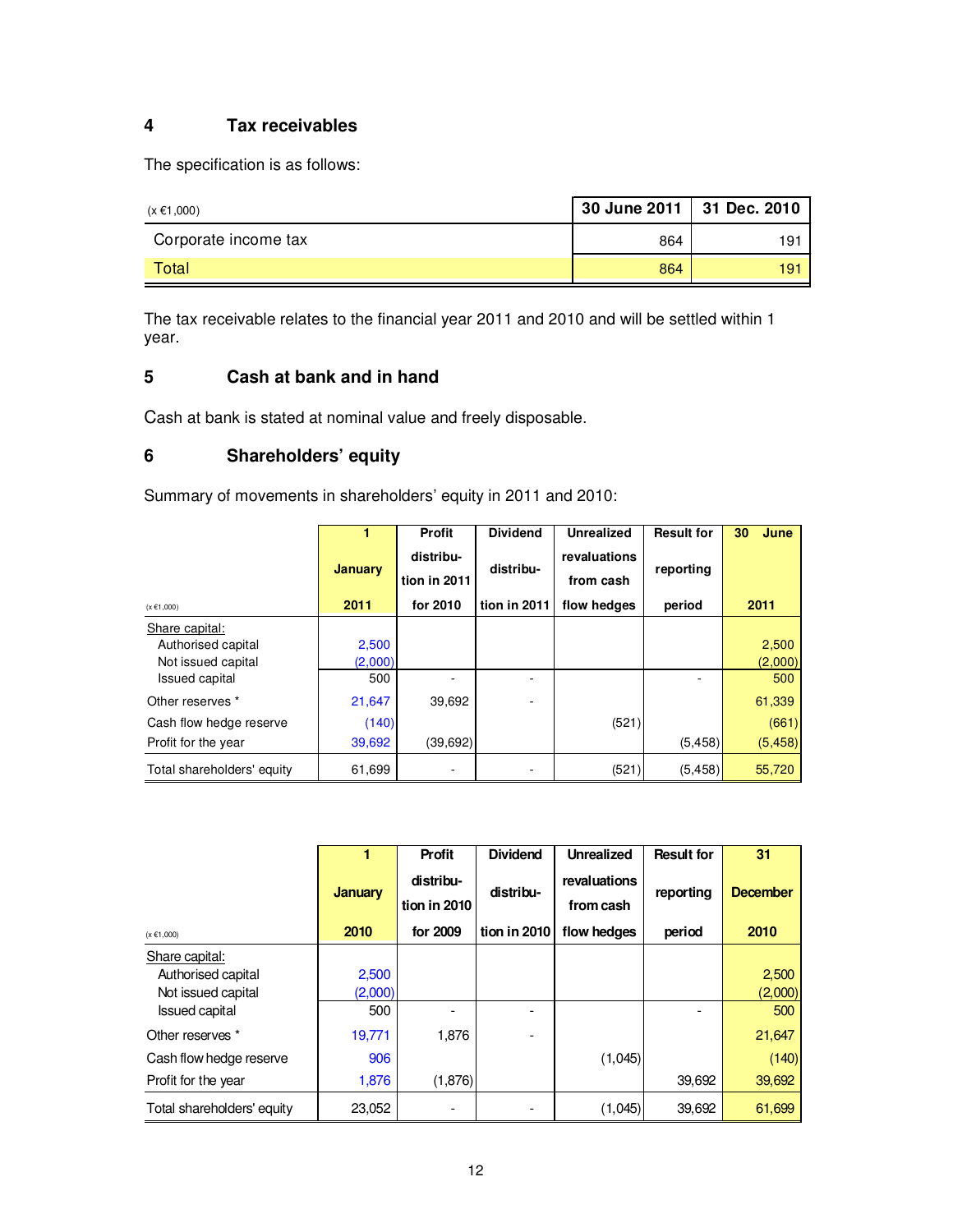## 4 Tax receivables

The specification is as follows:

| (x €1,000) | 30 June 2011 | 31 Dec. 2010 |
|---|---|---|
| Corporate income tax | 864 | 191 |
| Total | 864 | 191 |

The tax receivable relates to the financial year 2011 and 2010 and will be settled within 1 year.

## 5 Cash at bank and in hand

Cash at bank is stated at nominal value and freely disposable.

## 6 Shareholders' equity

Summary of movements in shareholders' equity in 2011 and 2010:

| (x €1,000) | 1 January 2011 | Profit distribution in 2011 for 2010 | Dividend distribution in 2011 | Unrealized revaluations from cash flow hedges | Result for reporting period | 30 June 2011 |
|---|---|---|---|---|---|---|
| Share capital: | | | | | | |
| Authorised capital | 2,500 | | | | | 2,500 |
| Not issued capital | (2,000) | | | | | (2,000) |
| Issued capital | 500 | - | - | | - | 500 |
| Other reserves * | 21,647 | 39,692 | - | | | 61,339 |
| Cash flow hedge reserve | (140) | | | (521) | | (661) |
| Profit for the year | 39,692 | (39,692) | | | (5,458) | (5,458) |
| Total shareholders' equity | 61,699 | - | - | (521) | (5,458) | 55,720 |

| (x €1,000) | 1 January 2010 | Profit distribution in 2010 for 2009 | Dividend distribution in 2010 | Unrealized revaluations from cash flow hedges | Result for reporting period | 31 December 2010 |
|---|---|---|---|---|---|---|
| Share capital: | | | | | | |
| Authorised capital | 2,500 | | | | | 2,500 |
| Not issued capital | (2,000) | | | | | (2,000) |
| Issued capital | 500 | - | - | | - | 500 |
| Other reserves * | 19,771 | 1,876 | - | | | 21,647 |
| Cash flow hedge reserve | 906 | | | (1,045) | | (140) |
| Profit for the year | 1,876 | (1,876) | | | 39,692 | 39,692 |
| Total shareholders' equity | 23,052 | - | - | (1,045) | 39,692 | 61,699 |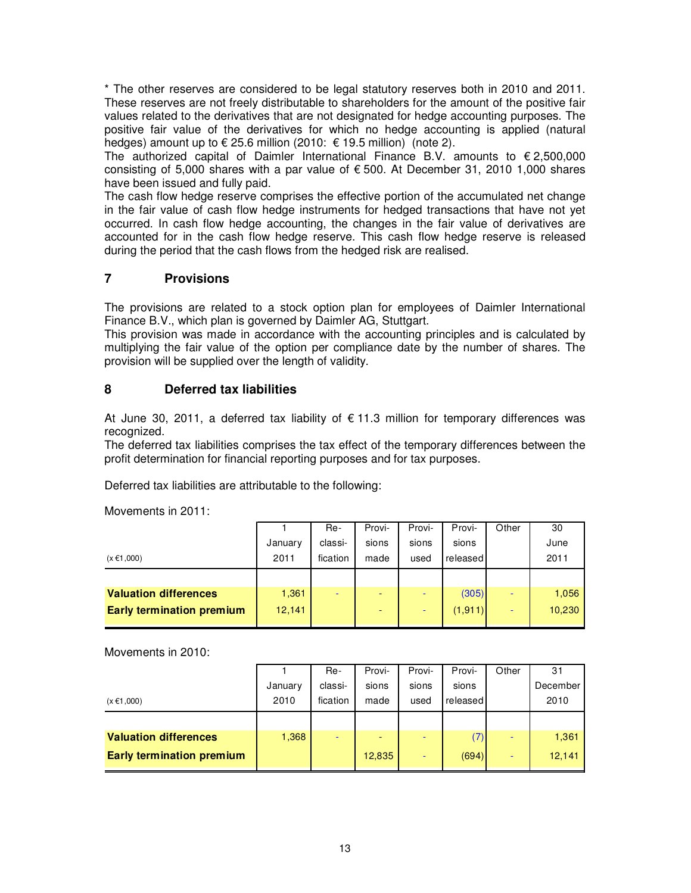* The other reserves are considered to be legal statutory reserves both in 2010 and 2011. These reserves are not freely distributable to shareholders for the amount of the positive fair values related to the derivatives that are not designated for hedge accounting purposes. The positive fair value of the derivatives for which no hedge accounting is applied (natural hedges) amount up to € 25.6 million (2010: € 19.5 million) (note 2).
The authorized capital of Daimler International Finance B.V. amounts to € 2,500,000 consisting of 5,000 shares with a par value of € 500. At December 31, 2010 1,000 shares have been issued and fully paid.
The cash flow hedge reserve comprises the effective portion of the accumulated net change in the fair value of cash flow hedge instruments for hedged transactions that have not yet occurred. In cash flow hedge accounting, the changes in the fair value of derivatives are accounted for in the cash flow hedge reserve. This cash flow hedge reserve is released during the period that the cash flows from the hedged risk are realised.

## 7 Provisions

The provisions are related to a stock option plan for employees of Daimler International Finance B.V., which plan is governed by Daimler AG, Stuttgart.
This provision was made in accordance with the accounting principles and is calculated by multiplying the fair value of the option per compliance date by the number of shares. The provision will be supplied over the length of validity.

## 8 Deferred tax liabilities

At June 30, 2011, a deferred tax liability of € 11.3 million for temporary differences was recognized.
The deferred tax liabilities comprises the tax effect of the temporary differences between the profit determination for financial reporting purposes and for tax purposes.

Deferred tax liabilities are attributable to the following:

Movements in 2011:

| (x €1,000) | 1 January 2011 | Re-classification | Provisions made | Provisions used | Provisions released | Other | 30 June 2011 |
|---|---|---|---|---|---|---|---|
| **Valuation differences** | 1,361 | - | - | - | (305) | - | 1,056 |
| **Early termination premium** | 12,141 | | - | - | (1,911) | - | 10,230 |

Movements in 2010:

| (x €1,000) | 1 January 2010 | Re-classification | Provisions made | Provisions used | Provisions released | Other | 31 December 2010 |
|---|---|---|---|---|---|---|---|
| **Valuation differences** | 1,368 | - | - | - | (7) | - | 1,361 |
| **Early termination premium** | | | 12,835 | - | (694) | - | 12,141 |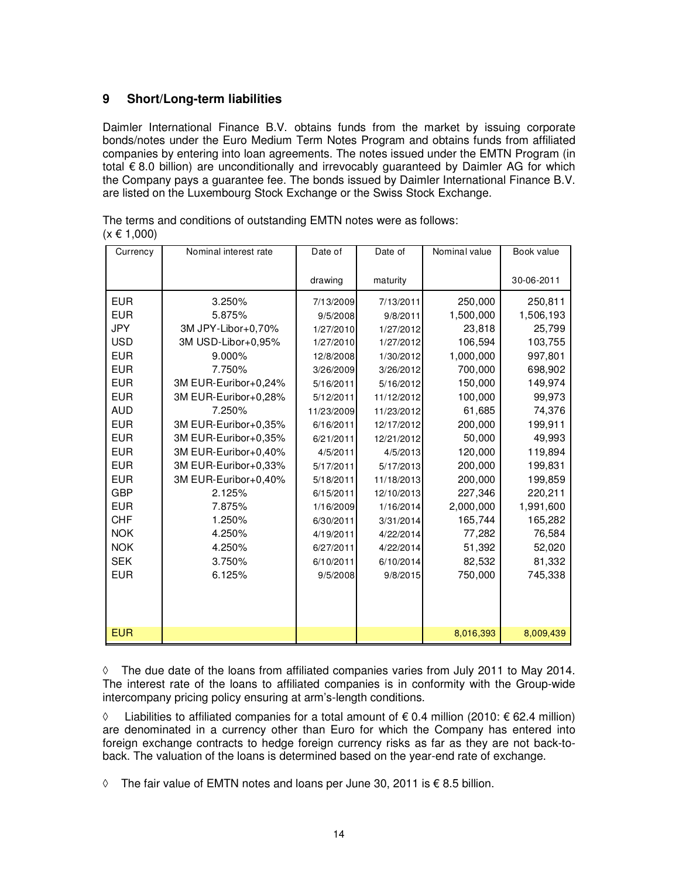## 9 Short/Long-term liabilities

Daimler International Finance B.V. obtains funds from the market by issuing corporate bonds/notes under the Euro Medium Term Notes Program and obtains funds from affiliated companies by entering into loan agreements. The notes issued under the EMTN Program (in total € 8.0 billion) are unconditionally and irrevocably guaranteed by Daimler AG for which the Company pays a guarantee fee. The bonds issued by Daimler International Finance B.V. are listed on the Luxembourg Stock Exchange or the Swiss Stock Exchange.

The terms and conditions of outstanding EMTN notes were as follows:
(x € 1,000)

| Currency | Nominal interest rate | Date of drawing | Date of maturity | Nominal value | Book value 30-06-2011 |
|---|---|---|---|---|---|
| EUR | 3.250% | 7/13/2009 | 7/13/2011 | 250,000 | 250,811 |
| EUR | 5.875% | 9/5/2008 | 9/8/2011 | 1,500,000 | 1,506,193 |
| JPY | 3M JPY-Libor+0,70% | 1/27/2010 | 1/27/2012 | 23,818 | 25,799 |
| USD | 3M USD-Libor+0,95% | 1/27/2010 | 1/27/2012 | 106,594 | 103,755 |
| EUR | 9.000% | 12/8/2008 | 1/30/2012 | 1,000,000 | 997,801 |
| EUR | 7.750% | 3/26/2009 | 3/26/2012 | 700,000 | 698,902 |
| EUR | 3M EUR-Euribor+0,24% | 5/16/2011 | 5/16/2012 | 150,000 | 149,974 |
| EUR | 3M EUR-Euribor+0,28% | 5/12/2011 | 11/12/2012 | 100,000 | 99,973 |
| AUD | 7.250% | 11/23/2009 | 11/23/2012 | 61,685 | 74,376 |
| EUR | 3M EUR-Euribor+0,35% | 6/16/2011 | 12/17/2012 | 200,000 | 199,911 |
| EUR | 3M EUR-Euribor+0,35% | 6/21/2011 | 12/21/2012 | 50,000 | 49,993 |
| EUR | 3M EUR-Euribor+0,40% | 4/5/2011 | 4/5/2013 | 120,000 | 119,894 |
| EUR | 3M EUR-Euribor+0,33% | 5/17/2011 | 5/17/2013 | 200,000 | 199,831 |
| EUR | 3M EUR-Euribor+0,40% | 5/18/2011 | 11/18/2013 | 200,000 | 199,859 |
| GBP | 2.125% | 6/15/2011 | 12/10/2013 | 227,346 | 220,211 |
| EUR | 7.875% | 1/16/2009 | 1/16/2014 | 2,000,000 | 1,991,600 |
| CHF | 1.250% | 6/30/2011 | 3/31/2014 | 165,744 | 165,282 |
| NOK | 4.250% | 4/19/2011 | 4/22/2014 | 77,282 | 76,584 |
| NOK | 4.250% | 6/27/2011 | 4/22/2014 | 51,392 | 52,020 |
| SEK | 3.750% | 6/10/2011 | 6/10/2014 | 82,532 | 81,332 |
| EUR | 6.125% | 9/5/2008 | 9/8/2015 | 750,000 | 745,338 |
| EUR | | | | 8,016,393 | 8,009,439 |

◊ The due date of the loans from affiliated companies varies from July 2011 to May 2014. The interest rate of the loans to affiliated companies is in conformity with the Group-wide intercompany pricing policy ensuring at arm's-length conditions.

◊ Liabilities to affiliated companies for a total amount of € 0.4 million (2010: € 62.4 million) are denominated in a currency other than Euro for which the Company has entered into foreign exchange contracts to hedge foreign currency risks as far as they are not back-to-back. The valuation of the loans is determined based on the year-end rate of exchange.

◊ The fair value of EMTN notes and loans per June 30, 2011 is € 8.5 billion.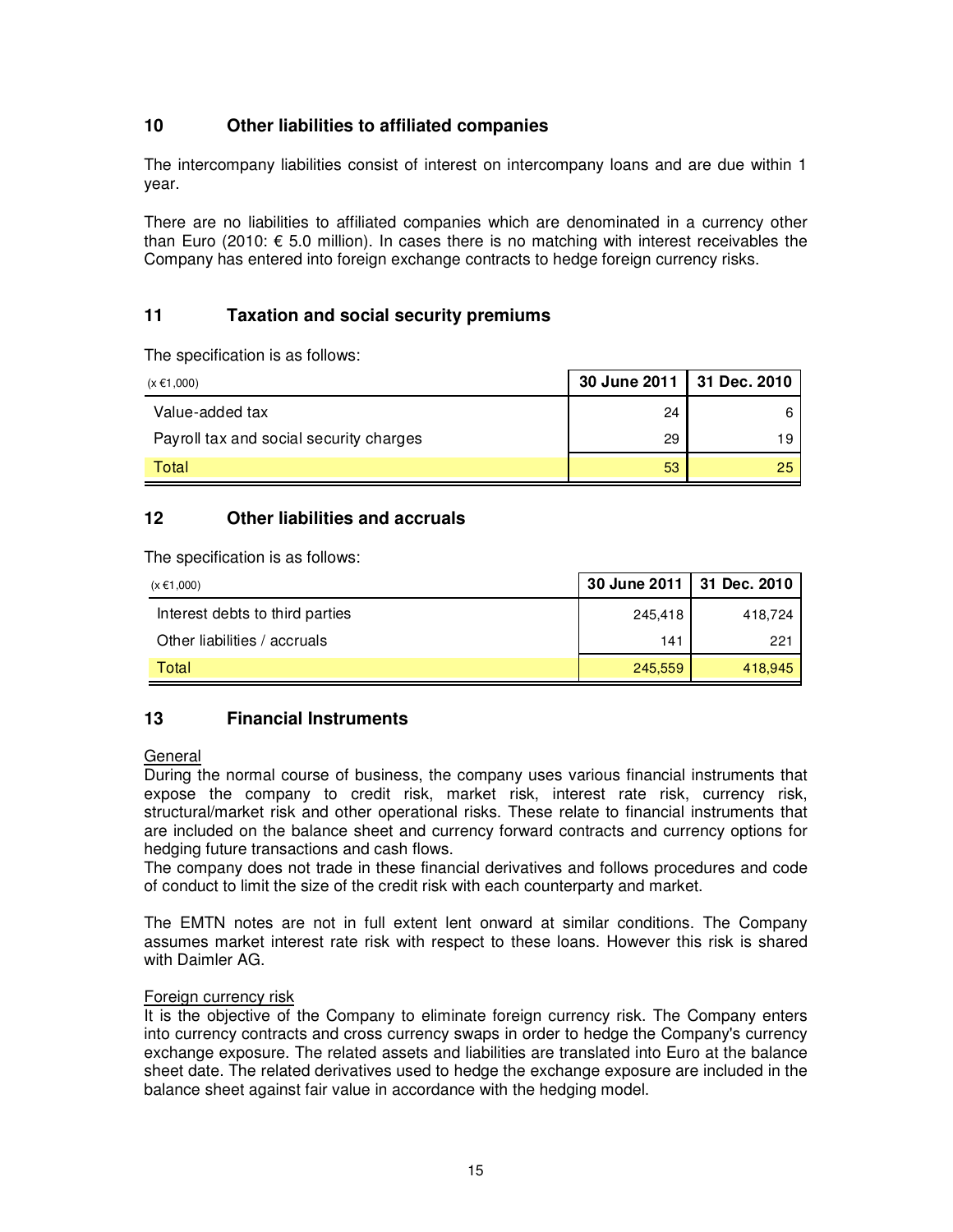## 10 Other liabilities to affiliated companies

The intercompany liabilities consist of interest on intercompany loans and are due within 1 year.

There are no liabilities to affiliated companies which are denominated in a currency other than Euro (2010: € 5.0 million). In cases there is no matching with interest receivables the Company has entered into foreign exchange contracts to hedge foreign currency risks.

## 11 Taxation and social security premiums

The specification is as follows:

| (x €1,000) | 30 June 2011 | 31 Dec. 2010 |
|---|---|---|
| Value-added tax | 24 | 6 |
| Payroll tax and social security charges | 29 | 19 |
| Total | 53 | 25 |

## 12 Other liabilities and accruals

The specification is as follows:

| (x €1,000) | 30 June 2011 | 31 Dec. 2010 |
|---|---|---|
| Interest debts to third parties | 245,418 | 418,724 |
| Other liabilities / accruals | 141 | 221 |
| Total | 245,559 | 418,945 |

## 13 Financial Instruments

General

During the normal course of business, the company uses various financial instruments that expose the company to credit risk, market risk, interest rate risk, currency risk, structural/market risk and other operational risks. These relate to financial instruments that are included on the balance sheet and currency forward contracts and currency options for hedging future transactions and cash flows.

The company does not trade in these financial derivatives and follows procedures and code of conduct to limit the size of the credit risk with each counterparty and market.

The EMTN notes are not in full extent lent onward at similar conditions. The Company assumes market interest rate risk with respect to these loans. However this risk is shared with Daimler AG.

Foreign currency risk

It is the objective of the Company to eliminate foreign currency risk. The Company enters into currency contracts and cross currency swaps in order to hedge the Company's currency exchange exposure. The related assets and liabilities are translated into Euro at the balance sheet date. The related derivatives used to hedge the exchange exposure are included in the balance sheet against fair value in accordance with the hedging model.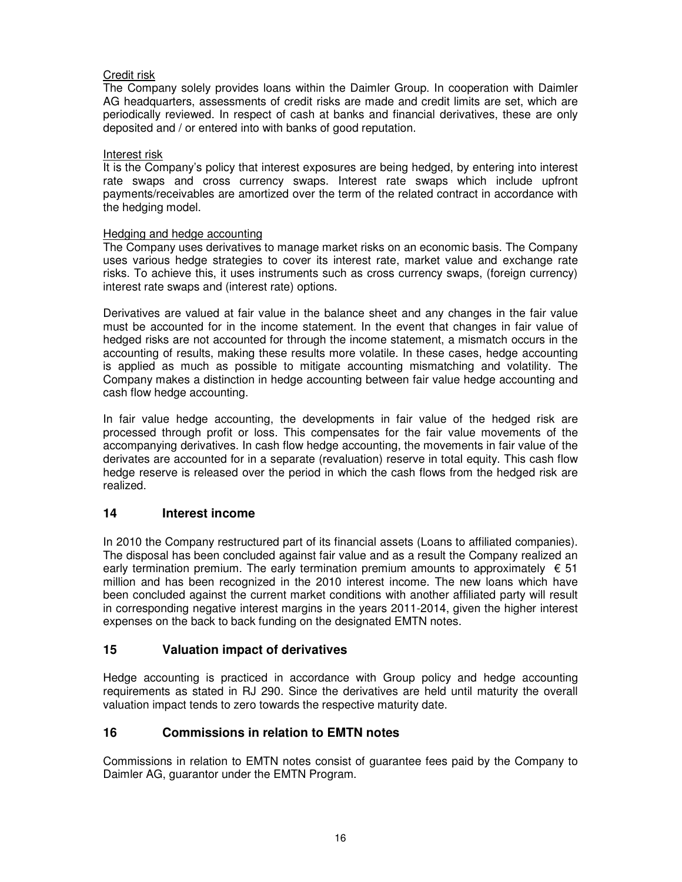Credit risk

The Company solely provides loans within the Daimler Group. In cooperation with Daimler AG headquarters, assessments of credit risks are made and credit limits are set, which are periodically reviewed. In respect of cash at banks and financial derivatives, these are only deposited and / or entered into with banks of good reputation.

Interest risk

It is the Company's policy that interest exposures are being hedged, by entering into interest rate swaps and cross currency swaps. Interest rate swaps which include upfront payments/receivables are amortized over the term of the related contract in accordance with the hedging model.

Hedging and hedge accounting

The Company uses derivatives to manage market risks on an economic basis. The Company uses various hedge strategies to cover its interest rate, market value and exchange rate risks. To achieve this, it uses instruments such as cross currency swaps, (foreign currency) interest rate swaps and (interest rate) options.

Derivatives are valued at fair value in the balance sheet and any changes in the fair value must be accounted for in the income statement. In the event that changes in fair value of hedged risks are not accounted for through the income statement, a mismatch occurs in the accounting of results, making these results more volatile. In these cases, hedge accounting is applied as much as possible to mitigate accounting mismatching and volatility. The Company makes a distinction in hedge accounting between fair value hedge accounting and cash flow hedge accounting.

In fair value hedge accounting, the developments in fair value of the hedged risk are processed through profit or loss. This compensates for the fair value movements of the accompanying derivatives. In cash flow hedge accounting, the movements in fair value of the derivates are accounted for in a separate (revaluation) reserve in total equity. This cash flow hedge reserve is released over the period in which the cash flows from the hedged risk are realized.

## 14 Interest income

In 2010 the Company restructured part of its financial assets (Loans to affiliated companies). The disposal has been concluded against fair value and as a result the Company realized an early termination premium. The early termination premium amounts to approximately € 51 million and has been recognized in the 2010 interest income. The new loans which have been concluded against the current market conditions with another affiliated party will result in corresponding negative interest margins in the years 2011-2014, given the higher interest expenses on the back to back funding on the designated EMTN notes.

## 15 Valuation impact of derivatives

Hedge accounting is practiced in accordance with Group policy and hedge accounting requirements as stated in RJ 290. Since the derivatives are held until maturity the overall valuation impact tends to zero towards the respective maturity date.

## 16 Commissions in relation to EMTN notes

Commissions in relation to EMTN notes consist of guarantee fees paid by the Company to Daimler AG, guarantor under the EMTN Program.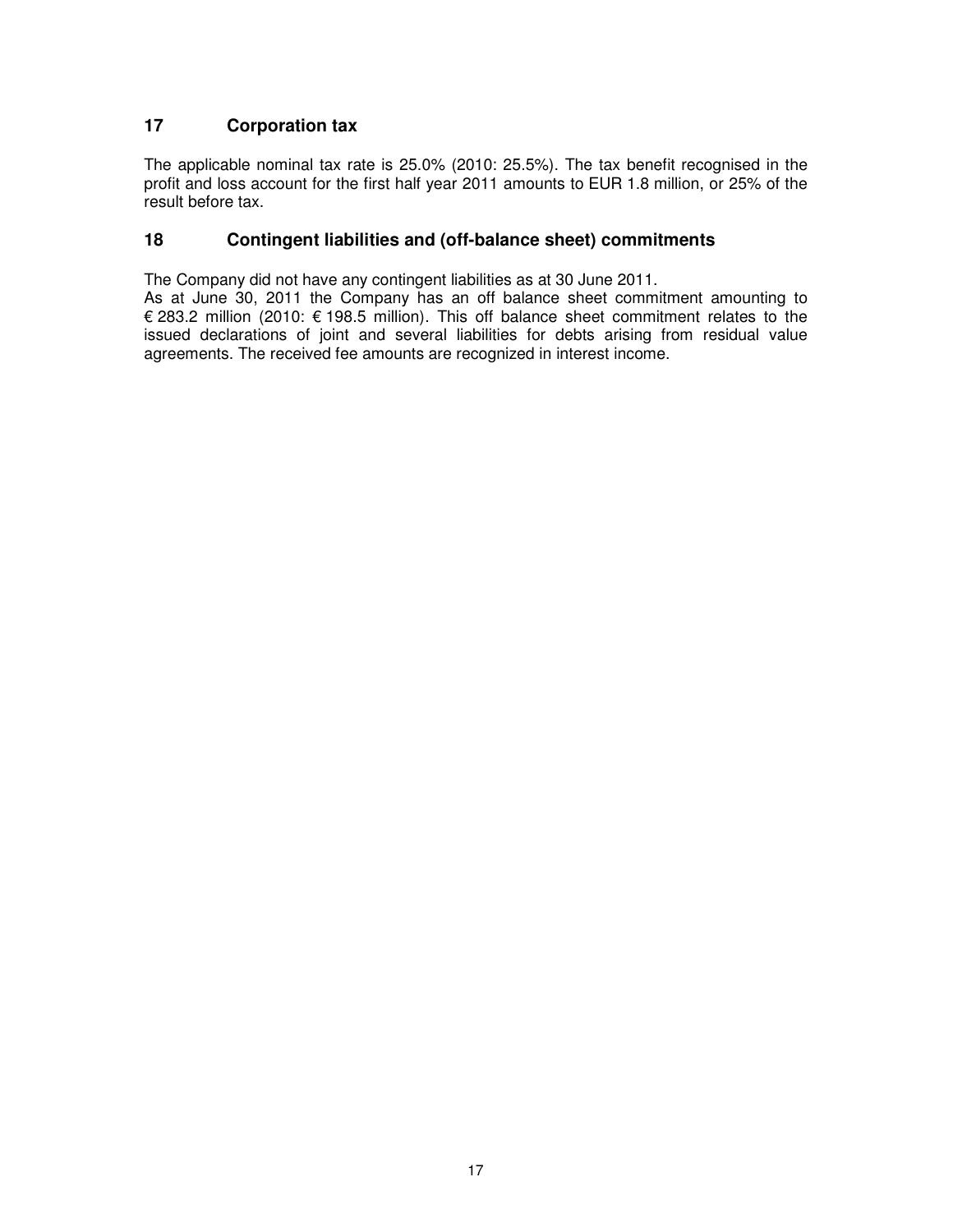## 17 Corporation tax

The applicable nominal tax rate is 25.0% (2010: 25.5%). The tax benefit recognised in the profit and loss account for the first half year 2011 amounts to EUR 1.8 million, or 25% of the result before tax.

## 18 Contingent liabilities and (off-balance sheet) commitments

The Company did not have any contingent liabilities as at 30 June 2011.
As at June 30, 2011 the Company has an off balance sheet commitment amounting to € 283.2 million (2010: € 198.5 million). This off balance sheet commitment relates to the issued declarations of joint and several liabilities for debts arising from residual value agreements. The received fee amounts are recognized in interest income.